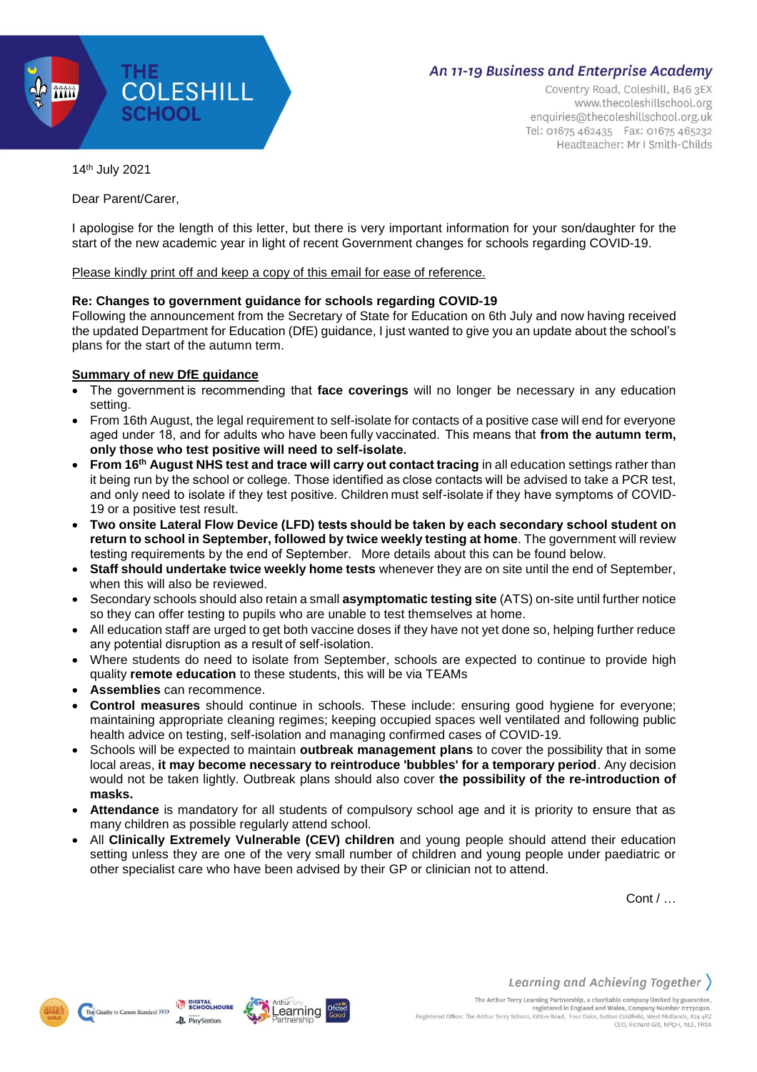THE COLESHILL SCHOOL

*An 11-19 Business and Enterprise Academy*

Coventry Road, Coleshill, B46 3EX
www.thecoleshillschool.org
enquiries@thecoleshillschool.org.uk
Tel: 01675 462435 Fax: 01675 465232
Headteacher: Mr I Smith-Childs

14th July 2021

Dear Parent/Carer,

I apologise for the length of this letter, but there is very important information for your son/daughter for the start of the new academic year in light of recent Government changes for schools regarding COVID-19.

Please kindly print off and keep a copy of this email for ease of reference.

**Re: Changes to government guidance for schools regarding COVID-19**
Following the announcement from the Secretary of State for Education on 6th July and now having received the updated Department for Education (DfE) guidance, I just wanted to give you an update about the school's plans for the start of the autumn term.

**Summary of new DfE guidance**

- The government is recommending that **face coverings** will no longer be necessary in any education setting.
- From 16th August, the legal requirement to self-isolate for contacts of a positive case will end for everyone aged under 18, and for adults who have been fully vaccinated. This means that **from the autumn term, only those who test positive will need to self-isolate.**
- **From 16th August NHS test and trace will carry out contact tracing** in all education settings rather than it being run by the school or college. Those identified as close contacts will be advised to take a PCR test, and only need to isolate if they test positive. Children must self-isolate if they have symptoms of COVID-19 or a positive test result.
- **Two onsite Lateral Flow Device (LFD) tests should be taken by each secondary school student on return to school in September, followed by twice weekly testing at home**. The government will review testing requirements by the end of September. More details about this can be found below.
- **Staff should undertake twice weekly home tests** whenever they are on site until the end of September, when this will also be reviewed.
- Secondary schools should also retain a small **asymptomatic testing site** (ATS) on-site until further notice so they can offer testing to pupils who are unable to test themselves at home.
- All education staff are urged to get both vaccine doses if they have not yet done so, helping further reduce any potential disruption as a result of self-isolation.
- Where students do need to isolate from September, schools are expected to continue to provide high quality **remote education** to these students, this will be via TEAMs
- **Assemblies** can recommence.
- **Control measures** should continue in schools. These include: ensuring good hygiene for everyone; maintaining appropriate cleaning regimes; keeping occupied spaces well ventilated and following public health advice on testing, self-isolation and managing confirmed cases of COVID-19.
- Schools will be expected to maintain **outbreak management plans** to cover the possibility that in some local areas, **it may become necessary to reintroduce 'bubbles' for a temporary period**. Any decision would not be taken lightly. Outbreak plans should also cover **the possibility of the re-introduction of masks.**
- **Attendance** is mandatory for all students of compulsory school age and it is priority to ensure that as many children as possible regularly attend school.
- All **Clinically Extremely Vulnerable (CEV) children** and young people should attend their education setting unless they are one of the very small number of children and young people under paediatric or other specialist care who have been advised by their GP or clinician not to attend.

Cont / …

*Learning and Achieving Together*

The Arthur Terry Learning Partnership, a charitable company limited by guarantee, registered in England and Wales, Company Number 07730920.
Registered Office: The Arthur Terry School, Kittoe Road, Four Oaks, Sutton Coldfield, West Midlands, B74 4RZ
CEO, Richard Gill, NPQH, NLE, FRSA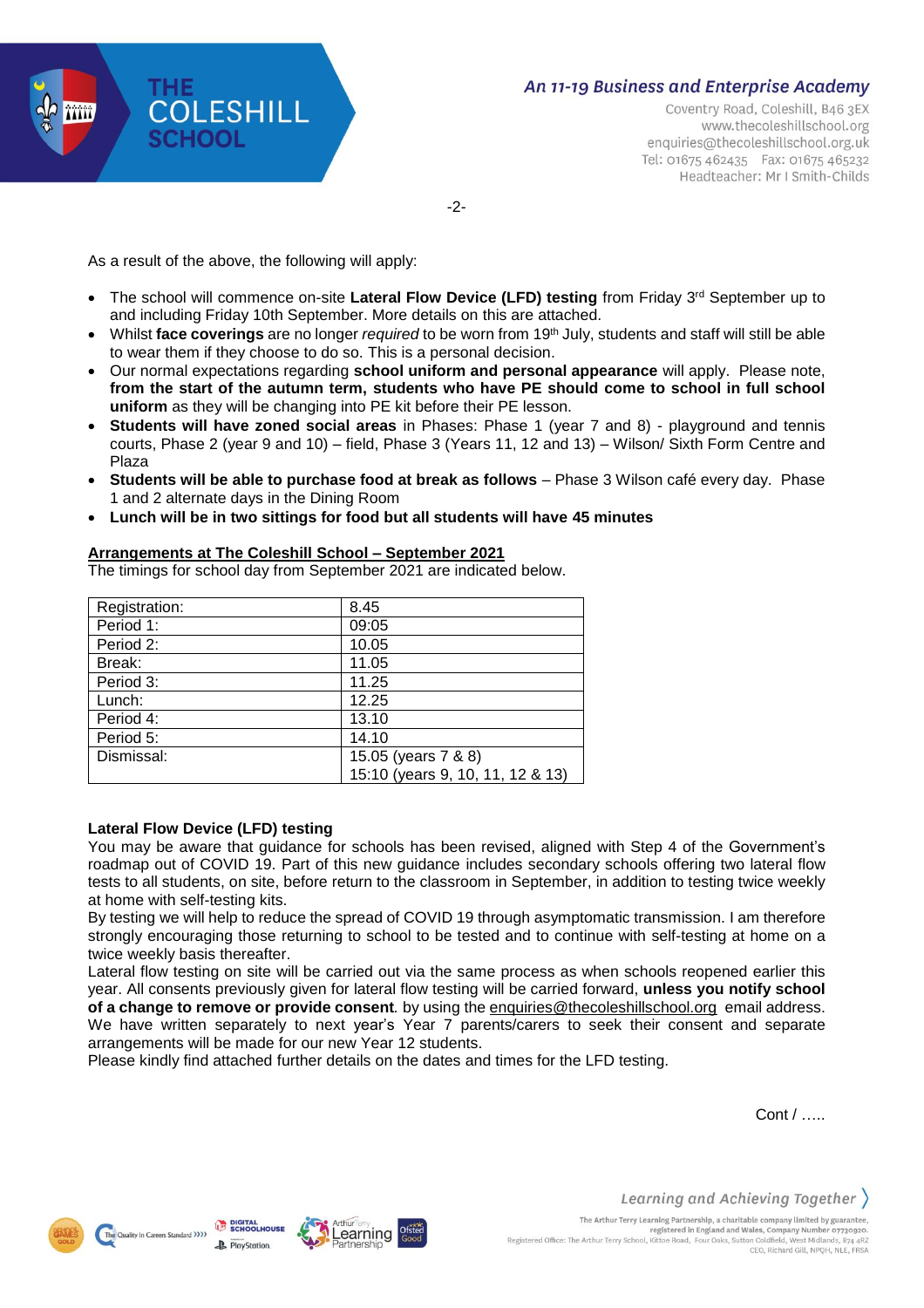As a result of the above, the following will apply:

- The school will commence on-site **Lateral Flow Device (LFD) testing** from Friday 3rd September up to and including Friday 10th September. More details on this are attached.
- Whilst **face coverings** are no longer *required* to be worn from 19th July, students and staff will still be able to wear them if they choose to do so. This is a personal decision.
- Our normal expectations regarding **school uniform and personal appearance** will apply. Please note, **from the start of the autumn term, students who have PE should come to school in full school uniform** as they will be changing into PE kit before their PE lesson.
- **Students will have zoned social areas** in Phases: Phase 1 (year 7 and 8) - playground and tennis courts, Phase 2 (year 9 and 10) – field, Phase 3 (Years 11, 12 and 13) – Wilson/ Sixth Form Centre and Plaza
- **Students will be able to purchase food at break as follows** – Phase 3 Wilson café every day. Phase 1 and 2 alternate days in the Dining Room
- **Lunch will be in two sittings for food but all students will have 45 minutes**

**<u>Arrangements at The Coleshill School – September 2021</u>**

The timings for school day from September 2021 are indicated below.

| Registration: | 8.45 |
|---|---|
| Period 1: | 09:05 |
| Period 2: | 10.05 |
| Break: | 11.05 |
| Period 3: | 11.25 |
| Lunch: | 12.25 |
| Period 4: | 13.10 |
| Period 5: | 14.10 |
| Dismissal: | 15.05 (years 7 & 8)<br>15:10 (years 9, 10, 11, 12 & 13) |

**Lateral Flow Device (LFD) testing**

You may be aware that guidance for schools has been revised, aligned with Step 4 of the Government's roadmap out of COVID 19. Part of this new guidance includes secondary schools offering two lateral flow tests to all students, on site, before return to the classroom in September, in addition to testing twice weekly at home with self-testing kits.

By testing we will help to reduce the spread of COVID 19 through asymptomatic transmission. I am therefore strongly encouraging those returning to school to be tested and to continue with self-testing at home on a twice weekly basis thereafter.

Lateral flow testing on site will be carried out via the same process as when schools reopened earlier this year. All consents previously given for lateral flow testing will be carried forward, **unless you notify school of a change to remove or provide consent**. by using the enquiries@thecoleshillschool.org email address. We have written separately to next year's Year 7 parents/carers to seek their consent and separate arrangements will be made for our new Year 12 students.

Please kindly find attached further details on the dates and times for the LFD testing.

Cont / …..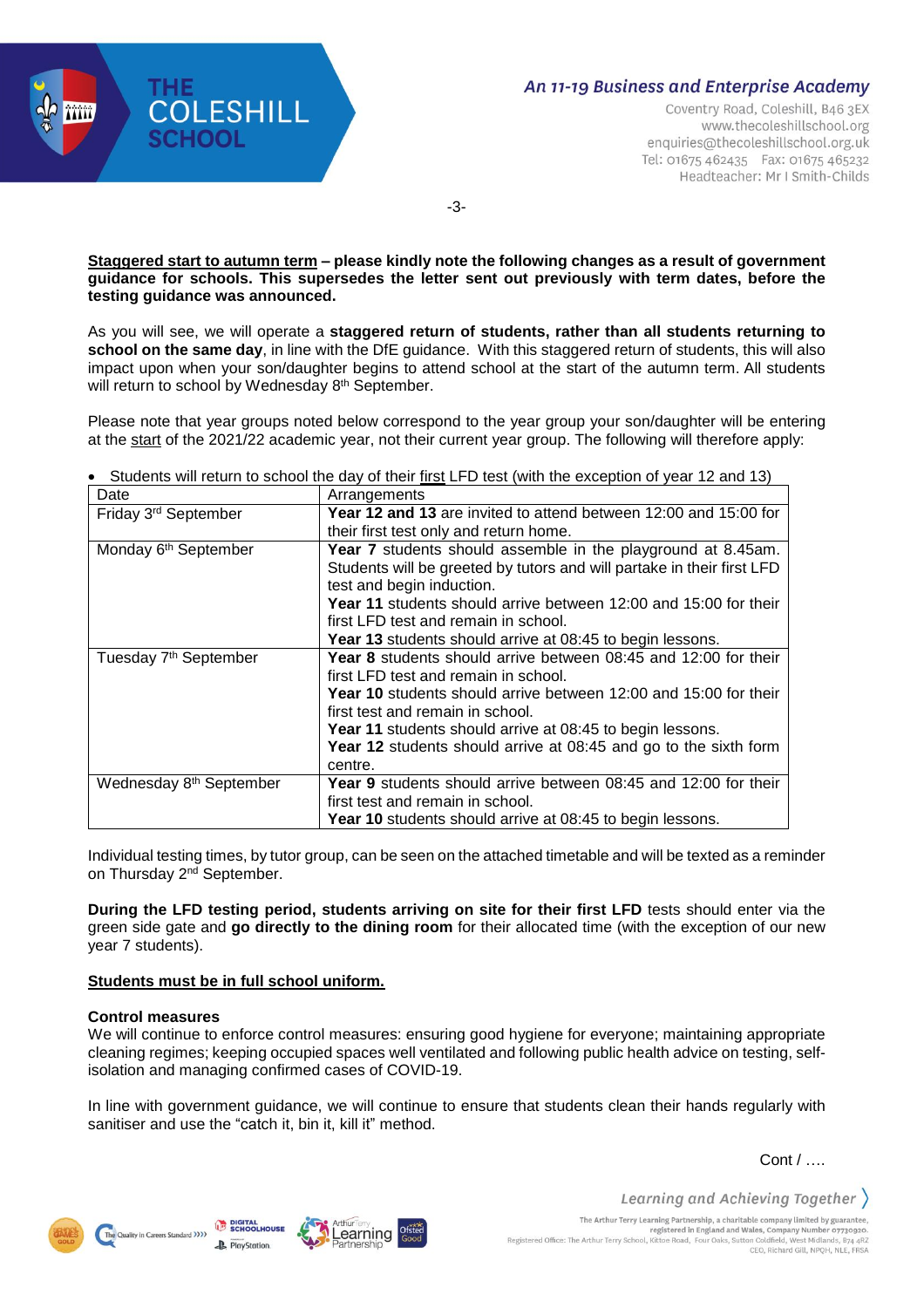**<u>Staggered start to autumn term</u> – please kindly note the following changes as a result of government guidance for schools. This supersedes the letter sent out previously with term dates, before the testing guidance was announced.**

As you will see, we will operate a **staggered return of students, rather than all students returning to school on the same day**, in line with the DfE guidance. With this staggered return of students, this will also impact upon when your son/daughter begins to attend school at the start of the autumn term. All students will return to school by Wednesday 8th September.

Please note that year groups noted below correspond to the year group your son/daughter will be entering at the <u>start</u> of the 2021/22 academic year, not their current year group. The following will therefore apply:

- Students will return to school the day of their <u>first</u> LFD test (with the exception of year 12 and 13)

| Date | Arrangements |
| --- | --- |
| Friday 3rd September | **Year 12 and 13** are invited to attend between 12:00 and 15:00 for their first test only and return home. |
| Monday 6th September | **Year 7** students should assemble in the playground at 8.45am. Students will be greeted by tutors and will partake in their first LFD test and begin induction.<br>**Year 11** students should arrive between 12:00 and 15:00 for their first LFD test and remain in school.<br>**Year 13** students should arrive at 08:45 to begin lessons. |
| Tuesday 7th September | **Year 8** students should arrive between 08:45 and 12:00 for their first LFD test and remain in school.<br>**Year 10** students should arrive between 12:00 and 15:00 for their first test and remain in school.<br>**Year 11** students should arrive at 08:45 to begin lessons.<br>**Year 12** students should arrive at 08:45 and go to the sixth form centre. |
| Wednesday 8th September | **Year 9** students should arrive between 08:45 and 12:00 for their first test and remain in school.<br>**Year 10** students should arrive at 08:45 to begin lessons. |

Individual testing times, by tutor group, can be seen on the attached timetable and will be texted as a reminder on Thursday 2nd September.

**During the LFD testing period, students arriving on site for their first LFD** tests should enter via the green side gate and **go directly to the dining room** for their allocated time (with the exception of our new year 7 students).

**<u>Students must be in full school uniform.</u>**

**Control measures**

We will continue to enforce control measures: ensuring good hygiene for everyone; maintaining appropriate cleaning regimes; keeping occupied spaces well ventilated and following public health advice on testing, self-isolation and managing confirmed cases of COVID-19.

In line with government guidance, we will continue to ensure that students clean their hands regularly with sanitiser and use the "catch it, bin it, kill it" method.

Cont / ….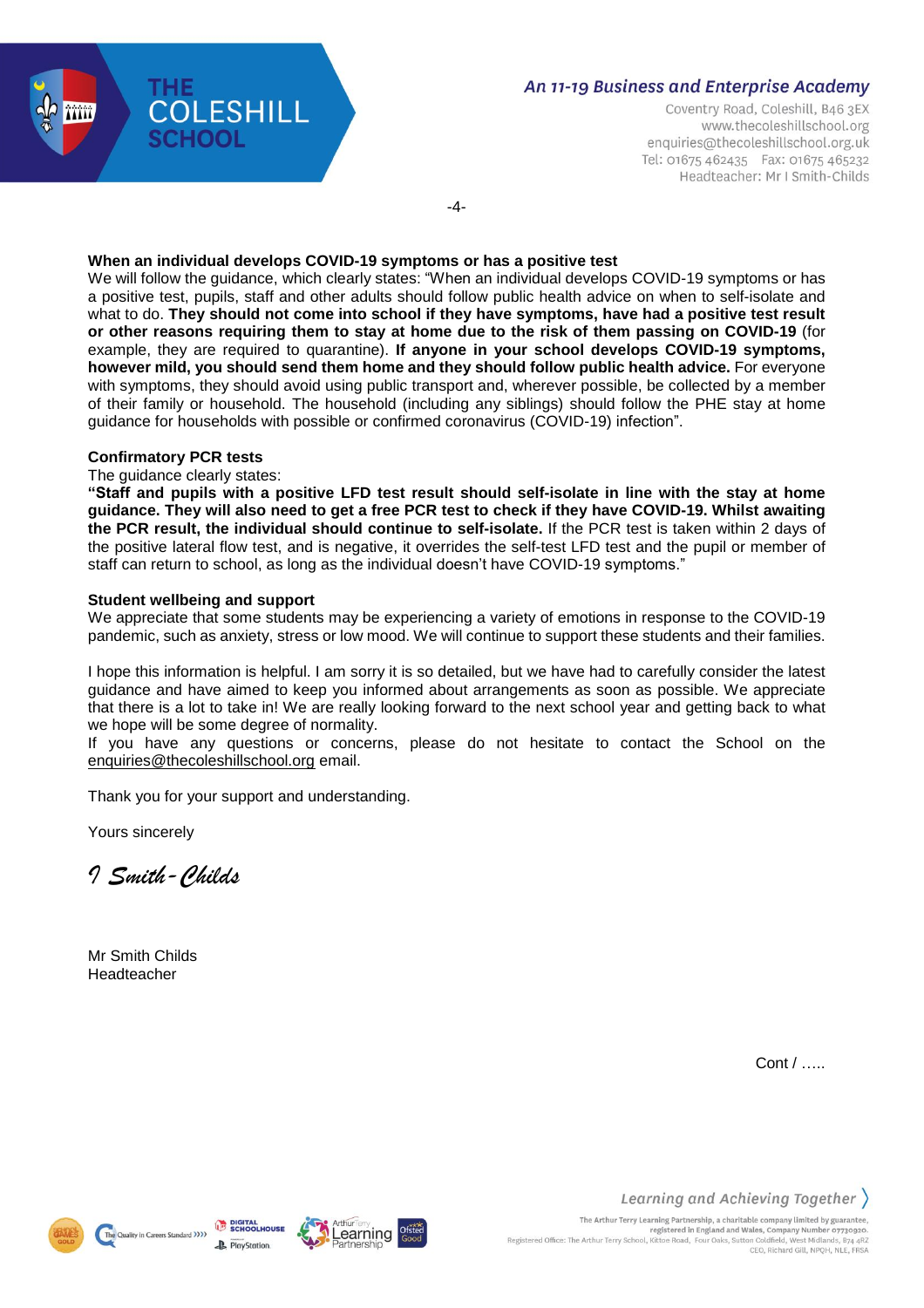### When an individual develops COVID-19 symptoms or has a positive test

We will follow the guidance, which clearly states: "When an individual develops COVID-19 symptoms or has a positive test, pupils, staff and other adults should follow public health advice on when to self-isolate and what to do. **They should not come into school if they have symptoms, have had a positive test result or other reasons requiring them to stay at home due to the risk of them passing on COVID-19** (for example, they are required to quarantine). **If anyone in your school develops COVID-19 symptoms, however mild, you should send them home and they should follow public health advice.** For everyone with symptoms, they should avoid using public transport and, wherever possible, be collected by a member of their family or household. The household (including any siblings) should follow the PHE stay at home guidance for households with possible or confirmed coronavirus (COVID-19) infection".

### Confirmatory PCR tests

The guidance clearly states:

**"Staff and pupils with a positive LFD test result should self-isolate in line with the stay at home guidance. They will also need to get a free PCR test to check if they have COVID-19. Whilst awaiting the PCR result, the individual should continue to self-isolate.** If the PCR test is taken within 2 days of the positive lateral flow test, and is negative, it overrides the self-test LFD test and the pupil or member of staff can return to school, as long as the individual doesn't have COVID-19 symptoms."

### Student wellbeing and support

We appreciate that some students may be experiencing a variety of emotions in response to the COVID-19 pandemic, such as anxiety, stress or low mood. We will continue to support these students and their families.

I hope this information is helpful. I am sorry it is so detailed, but we have had to carefully consider the latest guidance and have aimed to keep you informed about arrangements as soon as possible. We appreciate that there is a lot to take in! We are really looking forward to the next school year and getting back to what we hope will be some degree of normality.

If you have any questions or concerns, please do not hesitate to contact the School on the enquiries@thecoleshillschool.org email.

Thank you for your support and understanding.

Yours sincerely

*I Smith-Childs*

Mr Smith Childs
Headteacher

Cont / …..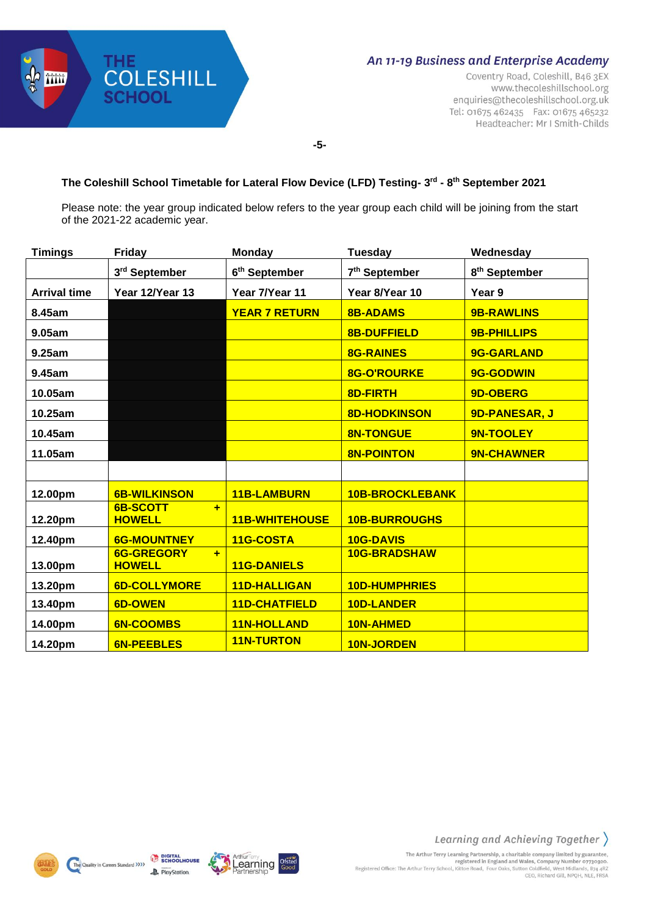### The Coleshill School Timetable for Lateral Flow Device (LFD) Testing- 3rd - 8th September 2021

Please note: the year group indicated below refers to the year group each child will be joining from the start of the 2021-22 academic year.

| Timings | Friday | Monday | Tuesday | Wednesday |
|---|---|---|---|---|
| | 3rd September | 6th September | 7th September | 8th September |
| Arrival time | Year 12/Year 13 | Year 7/Year 11 | Year 8/Year 10 | Year 9 |
| 8.45am | | YEAR 7 RETURN | 8B-ADAMS | 9B-RAWLINS |
| 9.05am | | | 8B-DUFFIELD | 9B-PHILLIPS |
| 9.25am | | | 8G-RAINES | 9G-GARLAND |
| 9.45am | | | 8G-O'ROURKE | 9G-GODWIN |
| 10.05am | | | 8D-FIRTH | 9D-OBERG |
| 10.25am | | | 8D-HODKINSON | 9D-PANESAR, J |
| 10.45am | | | 8N-TONGUE | 9N-TOOLEY |
| 11.05am | | | 8N-POINTON | 9N-CHAWNER |
| | | | | |
| 12.00pm | 6B-WILKINSON | 11B-LAMBURN | 10B-BROCKLEBANK | |
| 12.20pm | 6B-SCOTT + HOWELL | 11B-WHITEHOUSE | 10B-BURROUGHS | |
| 12.40pm | 6G-MOUNTNEY | 11G-COSTA | 10G-DAVIS | |
| 13.00pm | 6G-GREGORY + HOWELL | 11G-DANIELS | 10G-BRADSHAW | |
| 13.20pm | 6D-COLLYMORE | 11D-HALLIGAN | 10D-HUMPHRIES | |
| 13.40pm | 6D-OWEN | 11D-CHATFIELD | 10D-LANDER | |
| 14.00pm | 6N-COOMBS | 11N-HOLLAND | 10N-AHMED | |
| 14.20pm | 6N-PEEBLES | 11N-TURTON | 10N-JORDEN | |